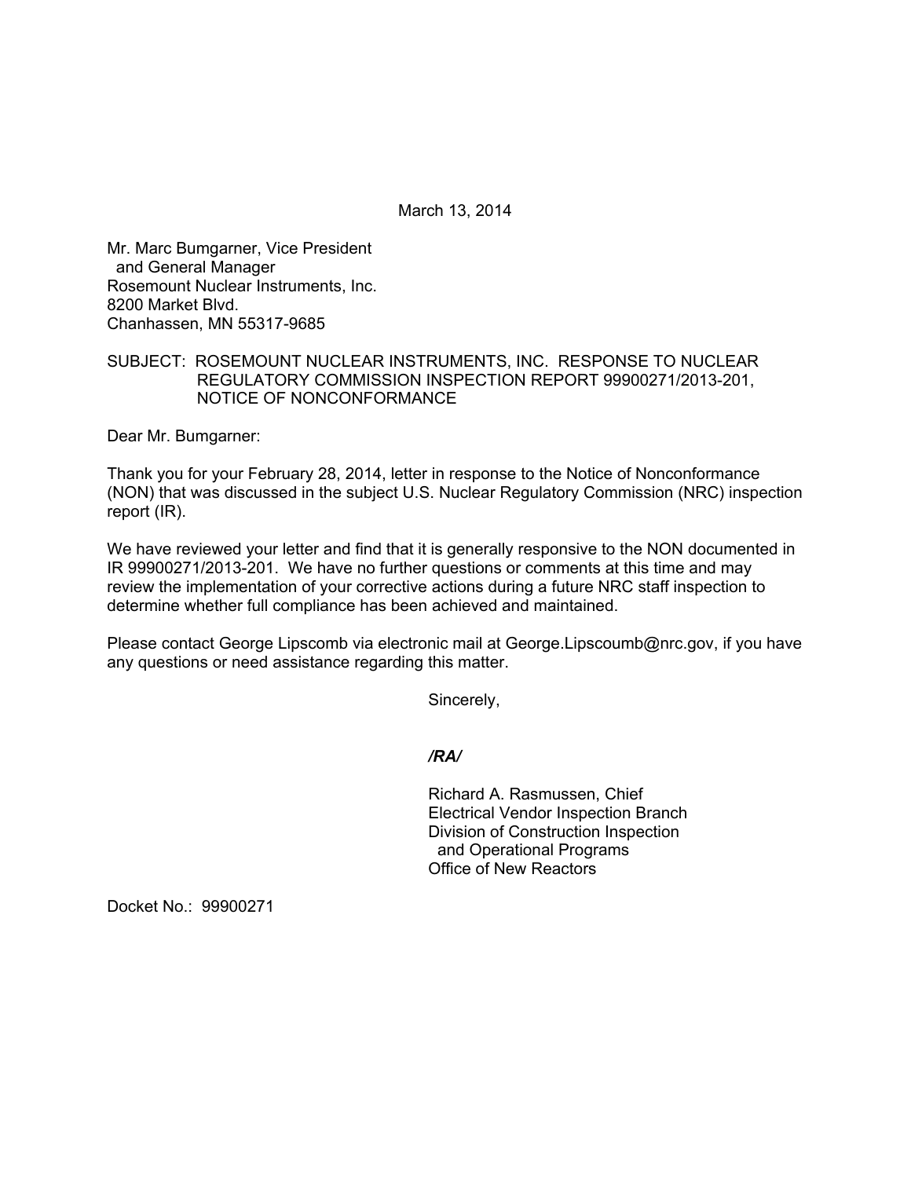March 13, 2014

Mr. Marc Bumgarner, Vice President
  and General Manager
Rosemount Nuclear Instruments, Inc.
8200 Market Blvd.
Chanhassen, MN 55317-9685

SUBJECT: ROSEMOUNT NUCLEAR INSTRUMENTS, INC. RESPONSE TO NUCLEAR REGULATORY COMMISSION INSPECTION REPORT 99900271/2013-201, NOTICE OF NONCONFORMANCE

Dear Mr. Bumgarner:

Thank you for your February 28, 2014, letter in response to the Notice of Nonconformance (NON) that was discussed in the subject U.S. Nuclear Regulatory Commission (NRC) inspection report (IR).

We have reviewed your letter and find that it is generally responsive to the NON documented in IR 99900271/2013-201. We have no further questions or comments at this time and may review the implementation of your corrective actions during a future NRC staff inspection to determine whether full compliance has been achieved and maintained.

Please contact George Lipscomb via electronic mail at George.Lipscoumb@nrc.gov, if you have any questions or need assistance regarding this matter.

Sincerely,

*/RA/*

Richard A. Rasmussen, Chief
Electrical Vendor Inspection Branch
Division of Construction Inspection
  and Operational Programs
Office of New Reactors

Docket No.: 99900271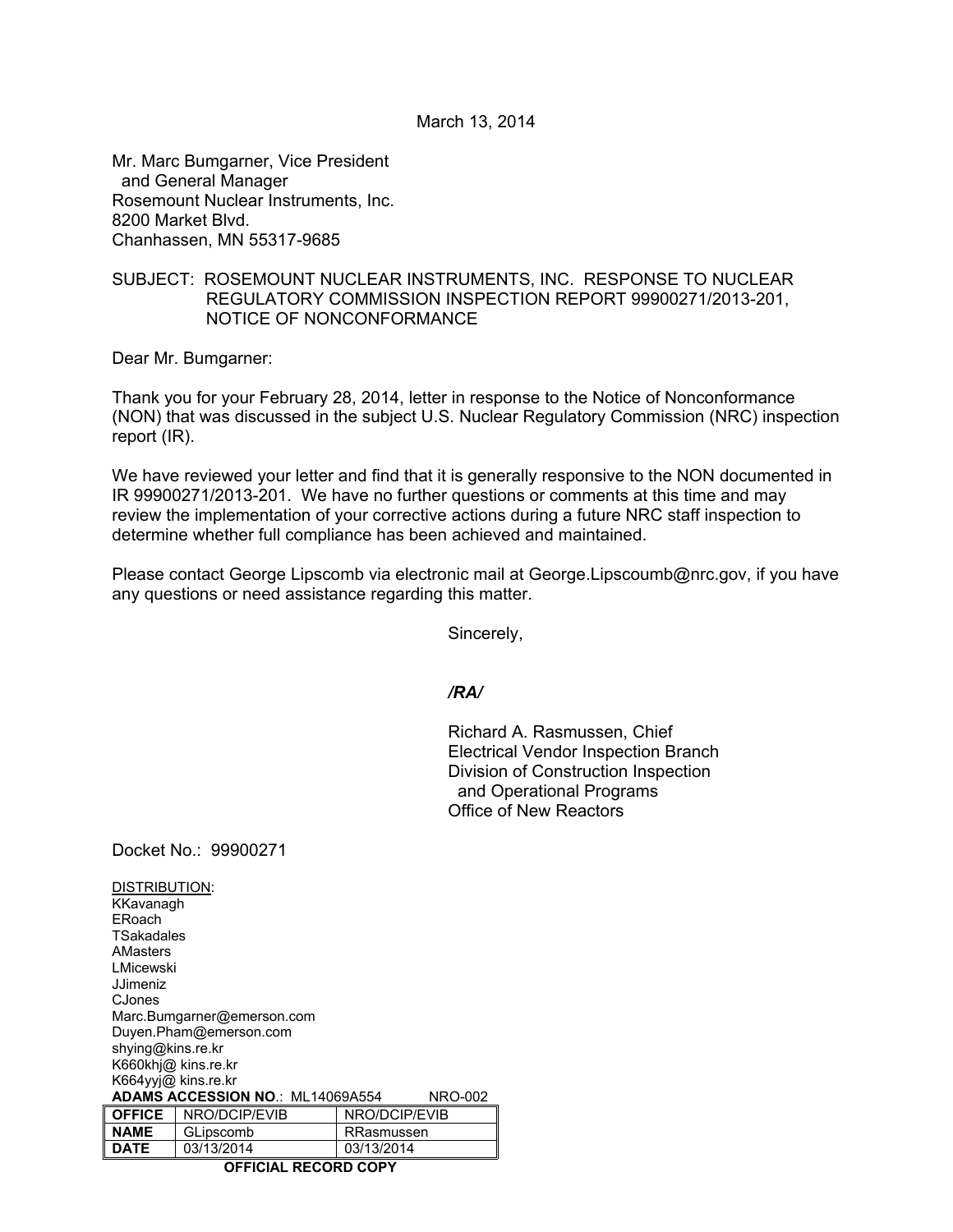March 13, 2014

Mr. Marc Bumgarner, Vice President
and General Manager
Rosemount Nuclear Instruments, Inc.
8200 Market Blvd.
Chanhassen, MN 55317-9685

SUBJECT: ROSEMOUNT NUCLEAR INSTRUMENTS, INC. RESPONSE TO NUCLEAR REGULATORY COMMISSION INSPECTION REPORT 99900271/2013-201, NOTICE OF NONCONFORMANCE

Dear Mr. Bumgarner:

Thank you for your February 28, 2014, letter in response to the Notice of Nonconformance (NON) that was discussed in the subject U.S. Nuclear Regulatory Commission (NRC) inspection report (IR).

We have reviewed your letter and find that it is generally responsive to the NON documented in IR 99900271/2013-201. We have no further questions or comments at this time and may review the implementation of your corrective actions during a future NRC staff inspection to determine whether full compliance has been achieved and maintained.

Please contact George Lipscomb via electronic mail at George.Lipscoumb@nrc.gov, if you have any questions or need assistance regarding this matter.

Sincerely,

*/RA/*

Richard A. Rasmussen, Chief
Electrical Vendor Inspection Branch
Division of Construction Inspection
and Operational Programs
Office of New Reactors

Docket No.: 99900271

DISTRIBUTION:
KKavanagh
ERoach
TSakadales
AMasters
LMicewski
JJimeniz
CJones
Marc.Bumgarner@emerson.com
Duyen.Pham@emerson.com
shying@kins.re.kr
K660khj@ kins.re.kr
K664yyj@ kins.re.kr

**ADAMS ACCESSION NO.**: ML14069A554 NRO-002

| | | |
|---|---|---|
| **OFFICE** | NRO/DCIP/EVIB | NRO/DCIP/EVIB |
| **NAME** | GLipscomb | RRasmussen |
| **DATE** | 03/13/2014 | 03/13/2014 |

**OFFICIAL RECORD COPY**